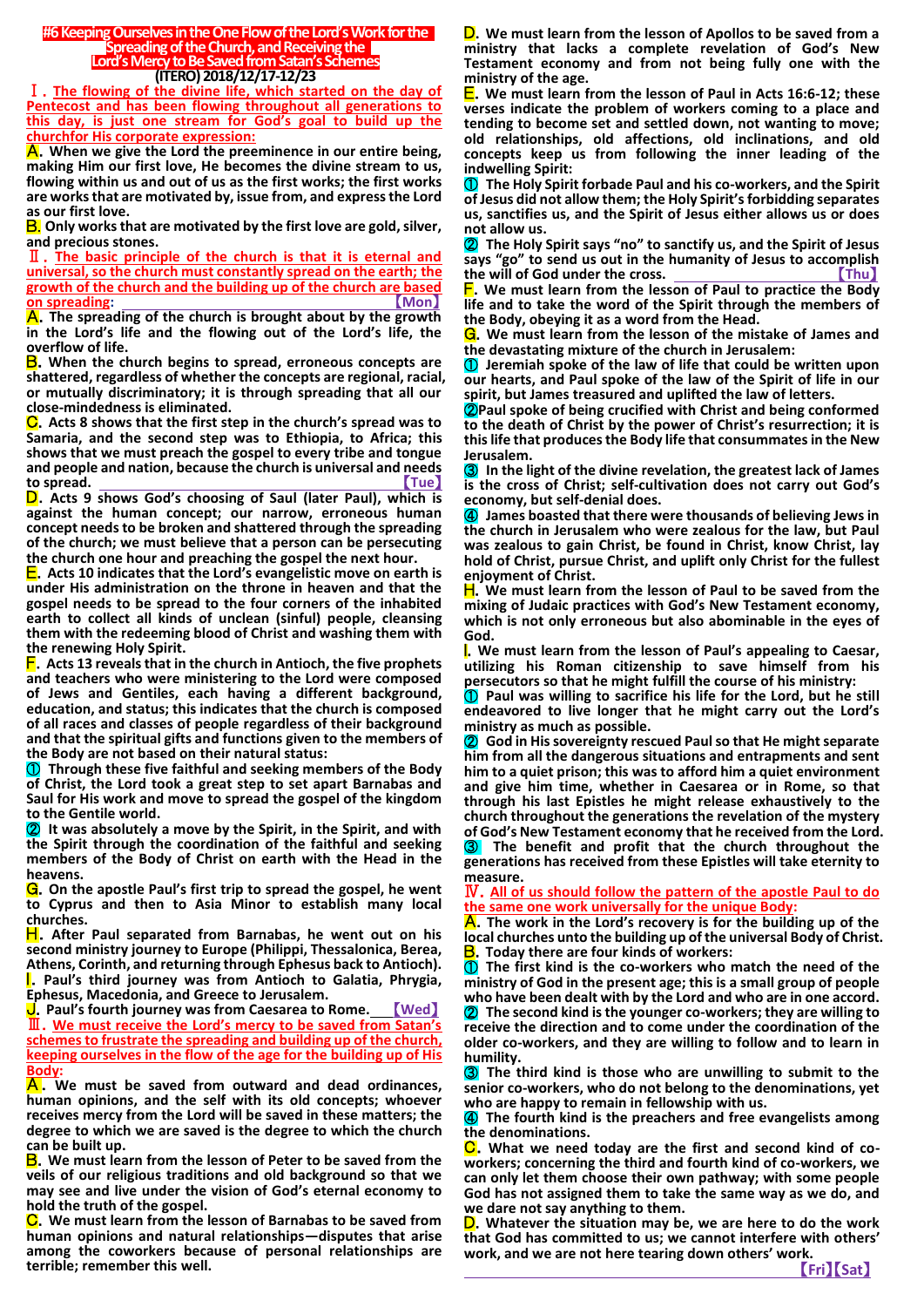# #6 Keeping Ourselves in the One Flow of the Lord's Work for the Spreading of the Church, and Receiving the Lord's Mercy to Be Saved from Satan's Schemes

**(ITERO) 2018/12/17-12/23**

## Ⅰ. The flowing of the divine life, which started on the day of Pentecost and has been flowing throughout all generations to this day, is just one stream for God's goal to build up the churchfor His corporate expression:

**A. When we give the Lord the preeminence in our entire being, making Him our first love, He becomes the divine stream to us, flowing within us and out of us as the first works; the first works are works that are motivated by, issue from, and express the Lord as our first love.**

**B. Only works that are motivated by the first love are gold, silver, and precious stones.**

## Ⅱ. The basic principle of the church is that it is eternal and universal, so the church must constantly spread on the earth; the growth of the church and the building up of the church are based on spreading: 【Mon】

**A. The spreading of the church is brought about by the growth in the Lord's life and the flowing out of the Lord's life, the overflow of life.**

**B. When the church begins to spread, erroneous concepts are shattered, regardless of whether the concepts are regional, racial, or mutually discriminatory; it is through spreading that all our close-mindedness is eliminated.**

**C. Acts 8 shows that the first step in the church's spread was to Samaria, and the second step was to Ethiopia, to Africa; this shows that we must preach the gospel to every tribe and tongue and people and nation, because the church is universal and needs to spread. 【Tue】**

**D. Acts 9 shows God's choosing of Saul (later Paul), which is against the human concept; our narrow, erroneous human concept needs to be broken and shattered through the spreading of the church; we must believe that a person can be persecuting the church one hour and preaching the gospel the next hour.**

**E. Acts 10 indicates that the Lord's evangelistic move on earth is under His administration on the throne in heaven and that the gospel needs to be spread to the four corners of the inhabited earth to collect all kinds of unclean (sinful) people, cleansing them with the redeeming blood of Christ and washing them with the renewing Holy Spirit.**

**F. Acts 13 reveals that in the church in Antioch, the five prophets and teachers who were ministering to the Lord were composed of Jews and Gentiles, each having a different background, education, and status; this indicates that the church is composed of all races and classes of people regardless of their background and that the spiritual gifts and functions given to the members of the Body are not based on their natural status:**

**① Through these five faithful and seeking members of the Body of Christ, the Lord took a great step to set apart Barnabas and Saul for His work and move to spread the gospel of the kingdom to the Gentile world.**

**② It was absolutely a move by the Spirit, in the Spirit, and with the Spirit through the coordination of the faithful and seeking members of the Body of Christ on earth with the Head in the heavens.**

**G. On the apostle Paul's first trip to spread the gospel, he went to Cyprus and then to Asia Minor to establish many local churches.**

**H. After Paul separated from Barnabas, he went out on his second ministry journey to Europe (Philippi, Thessalonica, Berea, Athens, Corinth, and returning through Ephesus back to Antioch).**

**I. Paul's third journey was from Antioch to Galatia, Phrygia, Ephesus, Macedonia, and Greece to Jerusalem.**

**J. Paul's fourth journey was from Caesarea to Rome. 【Wed】**

## Ⅲ. We must receive the Lord's mercy to be saved from Satan's schemes to frustrate the spreading and building up of the church, keeping ourselves in the flow of the age for the building up of His Body:

**A. We must be saved from outward and dead ordinances, human opinions, and the self with its old concepts; whoever receives mercy from the Lord will be saved in these matters; the degree to which we are saved is the degree to which the church can be built up.**

**B. We must learn from the lesson of Peter to be saved from the veils of our religious traditions and old background so that we may see and live under the vision of God's eternal economy to hold the truth of the gospel.**

**C. We must learn from the lesson of Barnabas to be saved from human opinions and natural relationships—disputes that arise among the coworkers because of personal relationships are terrible; remember this well.**

**D. We must learn from the lesson of Apollos to be saved from a ministry that lacks a complete revelation of God's New Testament economy and from not being fully one with the ministry of the age.**

**E. We must learn from the lesson of Paul in Acts 16:6-12; these verses indicate the problem of workers coming to a place and tending to become set and settled down, not wanting to move; old relationships, old affections, old inclinations, and old concepts keep us from following the inner leading of the indwelling Spirit:**

**① The Holy Spirit forbade Paul and his co-workers, and the Spirit of Jesus did not allow them; the Holy Spirit's forbidding separates us, sanctifies us, and the Spirit of Jesus either allows us or does not allow us.**

**② The Holy Spirit says "no" to sanctify us, and the Spirit of Jesus says "go" to send us out in the humanity of Jesus to accomplish the will of God under the cross. 【Thu】**

**F. We must learn from the lesson of Paul to practice the Body life and to take the word of the Spirit through the members of the Body, obeying it as a word from the Head.**

**G. We must learn from the lesson of the mistake of James and the devastating mixture of the church in Jerusalem:**

**① Jeremiah spoke of the law of life that could be written upon our hearts, and Paul spoke of the law of the Spirit of life in our spirit, but James treasured and uplifted the law of letters.**

**② Paul spoke of being crucified with Christ and being conformed to the death of Christ by the power of Christ's resurrection; it is this life that produces the Body life that consummates in the New Jerusalem.**

**③ In the light of the divine revelation, the greatest lack of James is the cross of Christ; self-cultivation does not carry out God's economy, but self-denial does.**

**④ James boasted that there were thousands of believing Jews in the church in Jerusalem who were zealous for the law, but Paul was zealous to gain Christ, be found in Christ, know Christ, lay hold of Christ, pursue Christ, and uplift only Christ for the fullest enjoyment of Christ.**

**H. We must learn from the lesson of Paul to be saved from the mixing of Judaic practices with God's New Testament economy, which is not only erroneous but also abominable in the eyes of God.**

**I. We must learn from the lesson of Paul's appealing to Caesar, utilizing his Roman citizenship to save himself from his persecutors so that he might fulfill the course of his ministry:**

**① Paul was willing to sacrifice his life for the Lord, but he still endeavored to live longer that he might carry out the Lord's ministry as much as possible.**

**② God in His sovereignty rescued Paul so that He might separate him from all the dangerous situations and entrapments and sent him to a quiet prison; this was to afford him a quiet environment and give him time, whether in Caesarea or in Rome, so that through his last Epistles he might release exhaustively to the church throughout the generations the revelation of the mystery of God's New Testament economy that he received from the Lord.**

**③ The benefit and profit that the church throughout the generations has received from these Epistles will take eternity to measure.**

## Ⅳ. All of us should follow the pattern of the apostle Paul to do the same one work universally for the unique Body:

**A. The work in the Lord's recovery is for the building up of the local churches unto the building up of the universal Body of Christ.**

**B. Today there are four kinds of workers:**

**① The first kind is the co-workers who match the need of the ministry of God in the present age; this is a small group of people who have been dealt with by the Lord and who are in one accord.**

**② The second kind is the younger co-workers; they are willing to receive the direction and to come under the coordination of the older co-workers, and they are willing to follow and to learn in humility.**

**③ The third kind is those who are unwilling to submit to the senior co-workers, who do not belong to the denominations, yet who are happy to remain in fellowship with us.**

**④ The fourth kind is the preachers and free evangelists among the denominations.**

**C. What we need today are the first and second kind of co-workers; concerning the third and fourth kind of co-workers, we can only let them choose their own pathway; with some people God has not assigned them to take the same way as we do, and we dare not say anything to them.**

**D. Whatever the situation may be, we are here to do the work that God has committed to us; we cannot interfere with others' work, and we are not here tearing down others' work.**

【Fri】【Sat】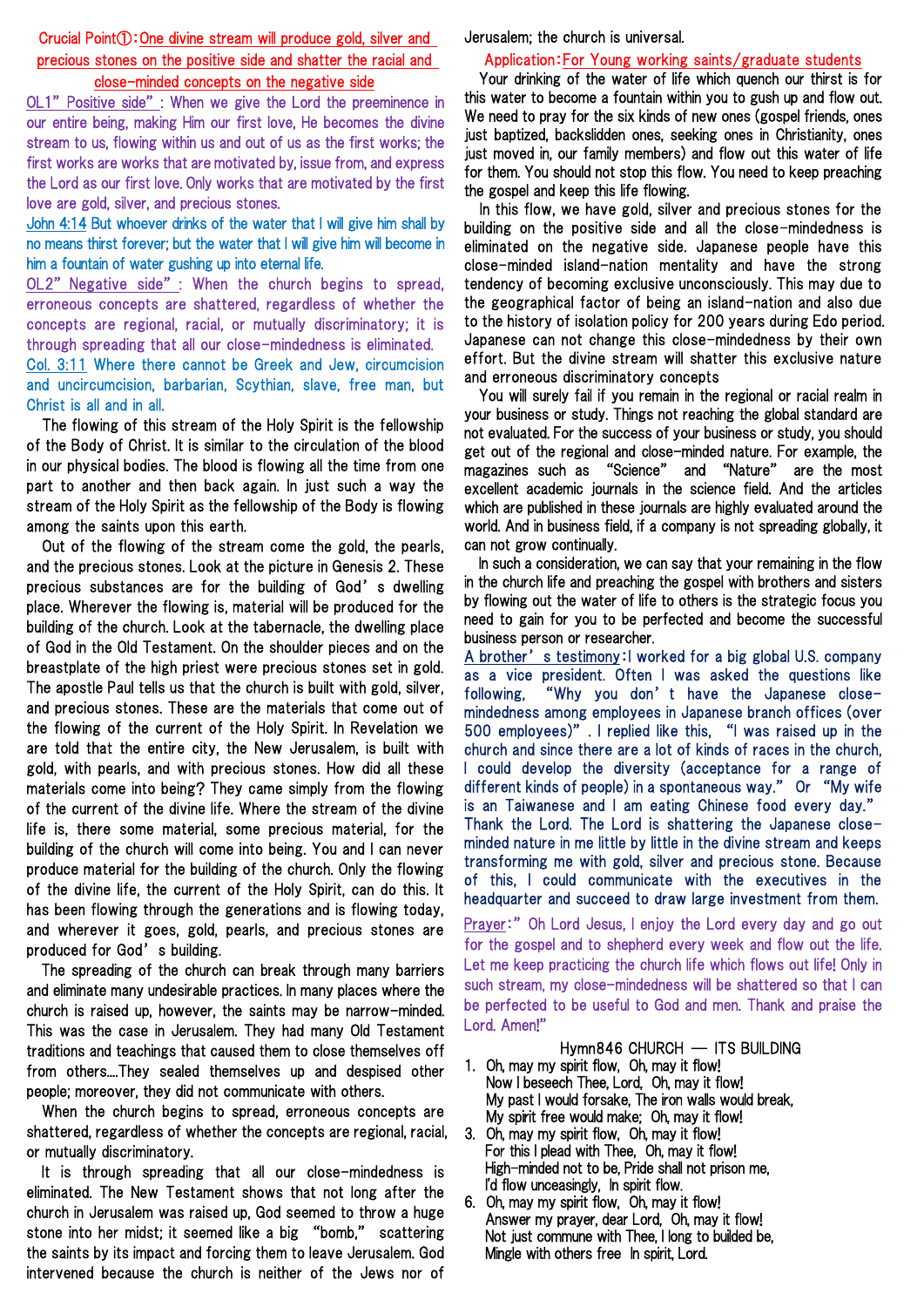**Crucial Point①:One divine stream will produce gold, silver and precious stones on the positive side and shatter the racial and close-minded concepts on the negative side**

OL1"Positive side": When we give the Lord the preeminence in our entire being, making Him our first love, He becomes the divine stream to us, flowing within us and out of us as the first works; the first works are works that are motivated by, issue from, and express the Lord as our first love. Only works that are motivated by the first love are gold, silver, and precious stones.

John 4:14 But whoever drinks of the water that I will give him shall by no means thirst forever; but the water that I will give him will become in him a fountain of water gushing up into eternal life.

OL2"Negative side": When the church begins to spread, erroneous concepts are shattered, regardless of whether the concepts are regional, racial, or mutually discriminatory; it is through spreading that all our close-mindedness is eliminated.

Col. 3:11 Where there cannot be Greek and Jew, circumcision and uncircumcision, barbarian, Scythian, slave, free man, but Christ is all and in all.

The flowing of this stream of the Holy Spirit is the fellowship of the Body of Christ. It is similar to the circulation of the blood in our physical bodies. The blood is flowing all the time from one part to another and then back again. In just such a way the stream of the Holy Spirit as the fellowship of the Body is flowing among the saints upon this earth.

Out of the flowing of the stream come the gold, the pearls, and the precious stones. Look at the picture in Genesis 2. These precious substances are for the building of God's dwelling place. Wherever the flowing is, material will be produced for the building of the church. Look at the tabernacle, the dwelling place of God in the Old Testament. On the shoulder pieces and on the breastplate of the high priest were precious stones set in gold. The apostle Paul tells us that the church is built with gold, silver, and precious stones. These are the materials that come out of the flowing of the current of the Holy Spirit. In Revelation we are told that the entire city, the New Jerusalem, is built with gold, with pearls, and with precious stones. How did all these materials come into being? They came simply from the flowing of the current of the divine life. Where the stream of the divine life is, there some material, some precious material, for the building of the church will come into being. You and I can never produce material for the building of the church. Only the flowing of the divine life, the current of the Holy Spirit, can do this. It has been flowing through the generations and is flowing today, and wherever it goes, gold, pearls, and precious stones are produced for God's building.

The spreading of the church can break through many barriers and eliminate many undesirable practices. In many places where the church is raised up, however, the saints may be narrow-minded. This was the case in Jerusalem. They had many Old Testament traditions and teachings that caused them to close themselves off from others....They sealed themselves up and despised other people; moreover, they did not communicate with others.

When the church begins to spread, erroneous concepts are shattered, regardless of whether the concepts are regional, racial, or mutually discriminatory.

It is through spreading that all our close-mindedness is eliminated. The New Testament shows that not long after the church in Jerusalem was raised up, God seemed to throw a huge stone into her midst; it seemed like a big "bomb," scattering the saints by its impact and forcing them to leave Jerusalem. God intervened because the church is neither of the Jews nor of Jerusalem; the church is universal.

**Application:For Young working saints/graduate students**

Your drinking of the water of life which quench our thirst is for this water to become a fountain within you to gush up and flow out. We need to pray for the six kinds of new ones (gospel friends, ones just baptized, backslidden ones, seeking ones in Christianity, ones just moved in, our family members) and flow out this water of life for them. You should not stop this flow. You need to keep preaching the gospel and keep this life flowing.

In this flow, we have gold, silver and precious stones for the building on the positive side and all the close-mindedness is eliminated on the negative side. Japanese people have this close-minded island-nation mentality and have the strong tendency of becoming exclusive unconsciously. This may due to the geographical factor of being an island-nation and also due to the history of isolation policy for 200 years during Edo period. Japanese can not change this close-mindedness by their own effort. But the divine stream will shatter this exclusive nature and erroneous discriminatory concepts

You will surely fail if you remain in the regional or racial realm in your business or study. Things not reaching the global standard are not evaluated. For the success of your business or study, you should get out of the regional and close-minded nature. For example, the magazines such as "Science" and "Nature" are the most excellent academic journals in the science field. And the articles which are published in these journals are highly evaluated around the world. And in business field, if a company is not spreading globally, it can not grow continually.

In such a consideration, we can say that your remaining in the flow in the church life and preaching the gospel with brothers and sisters by flowing out the water of life to others is the strategic focus you need to gain for you to be perfected and become the successful business person or researcher.

A brother's testimony:I worked for a big global U.S. company as a vice president. Often I was asked the questions like following, "Why you don't have the Japanese close-mindedness among employees in Japanese branch offices (over 500 employees)". I replied like this, "I was raised up in the church and since there are a lot of kinds of races in the church, I could develop the diversity (acceptance for a range of different kinds of people) in a spontaneous way." Or "My wife is an Taiwanese and I am eating Chinese food every day." Thank the Lord. The Lord is shattering the Japanese close-minded nature in me little by little in the divine stream and keeps transforming me with gold, silver and precious stone. Because of this, I could communicate with the executives in the headquarter and succeed to draw large investment from them.

Prayer:" Oh Lord Jesus, I enjoy the Lord every day and go out for the gospel and to shepherd every week and flow out the life. Let me keep practicing the church life which flows out life! Only in such stream, my close-mindedness will be shattered so that I can be perfected to be useful to God and men. Thank and praise the Lord. Amen!"

Hymn846 CHURCH — ITS BUILDING

1. Oh, may my spirit flow, Oh, may it flow!
 Now I beseech Thee, Lord, Oh, may it flow!
 My past I would forsake, The iron walls would break,
 My spirit free would make; Oh, may it flow!

3. Oh, may my spirit flow, Oh, may it flow!
 For this I plead with Thee, Oh, may it flow!
 High-minded not to be, Pride shall not prison me,
 I'd flow unceasingly, In spirit flow.

6. Oh, may my spirit flow, Oh, may it flow!
 Answer my prayer, dear Lord, Oh, may it flow!
 Not just commune with Thee, I long to builded be,
 Mingle with others free In spirit, Lord.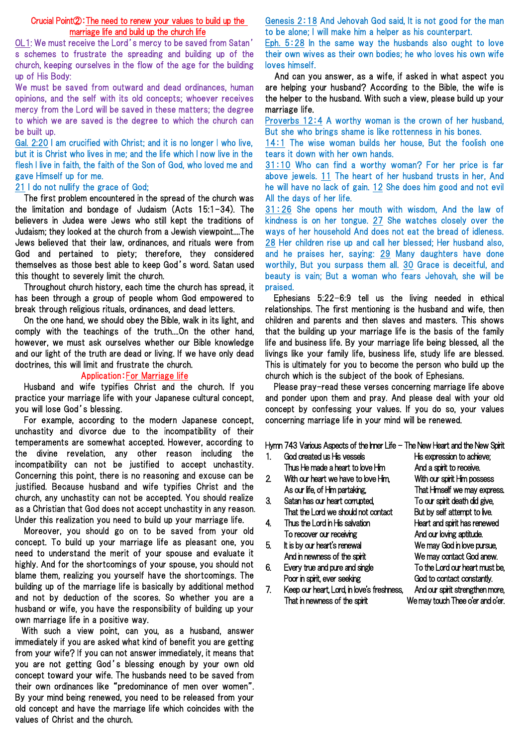## Crucial Point②: The need to renew your values to build up the marriage life and build up the church life

OL1: We must receive the Lord's mercy to be saved from Satan's schemes to frustrate the spreading and building up of the church, keeping ourselves in the flow of the age for the building up of His Body:

We must be saved from outward and dead ordinances, human opinions, and the self with its old concepts; whoever receives mercy from the Lord will be saved in these matters; the degree to which we are saved is the degree to which the church can be built up.

Gal. 2:20 I am crucified with Christ; and it is no longer I who live, but it is Christ who lives in me; and the life which I now live in the flesh I live in faith, the faith of the Son of God, who loved me and gave Himself up for me.

21 I do not nullify the grace of God;

The first problem encountered in the spread of the church was the limitation and bondage of Judaism (Acts 15:1-34). The believers in Judea were Jews who still kept the traditions of Judaism; they looked at the church from a Jewish viewpoint....The Jews believed that their law, ordinances, and rituals were from God and pertained to piety; therefore, they considered themselves as those best able to keep God's word. Satan used this thought to severely limit the church.

Throughout church history, each time the church has spread, it has been through a group of people whom God empowered to break through religious rituals, ordinances, and dead letters.

On the one hand, we should obey the Bible, walk in its light, and comply with the teachings of the truth....On the other hand, however, we must ask ourselves whether our Bible knowledge and our light of the truth are dead or living. If we have only dead doctrines, this will limit and frustrate the church.

### Application: For Marriage life

Husband and wife typifies Christ and the church. If you practice your marriage life with your Japanese cultural concept, you will lose God's blessing.

For example, according to the modern Japanese concept, unchastity and divorce due to the incompatibility of their temperaments are somewhat accepted. However, according to the divine revelation, any other reason including the incompatibility can not be justified to accept unchastity. Concerning this point, there is no reasoning and excuse can be justified. Because husband and wife typifies Christ and the church, any unchastity can not be accepted. You should realize as a Christian that God does not accept unchastity in any reason. Under this realization you need to build up your marriage life.

Moreover, you should go on to be saved from your old concept. To build up your marriage life as pleasant one, you need to understand the merit of your spouse and evaluate it highly. And for the shortcomings of your spouse, you should not blame them, realizing you yourself have the shortcomings. The building up of the marriage life is basically by additional method and not by deduction of the scores. So whether you are a husband or wife, you have the responsibility of building up your own marriage life in a positive way.

With such a view point, can you, as a husband, answer immediately if you are asked what kind of benefit you are getting from your wife? If you can not answer immediately, it means that you are not getting God's blessing enough by your own old concept toward your wife. The husbands need to be saved from their own ordinances like "predominance of men over women". By your mind being renewed, you need to be released from your old concept and have the marriage life which coincides with the values of Christ and the church.

Genesis 2:18 And Jehovah God said, It is not good for the man to be alone; I will make him a helper as his counterpart.

Eph. 5:28 In the same way the husbands also ought to love their own wives as their own bodies; he who loves his own wife loves himself.

And can you answer, as a wife, if asked in what aspect you are helping your husband? According to the Bible, the wife is the helper to the husband. With such a view, please build up your marriage life.

Proverbs 12:4 A worthy woman is the crown of her husband, But she who brings shame is like rottenness in his bones.

14:1 The wise woman builds her house, But the foolish one tears it down with her own hands.

31:10 Who can find a worthy woman? For her price is far above jewels. 11 The heart of her husband trusts in her, And he will have no lack of gain. 12 She does him good and not evil All the days of her life.

31:26 She opens her mouth with wisdom, And the law of kindness is on her tongue. 27 She watches closely over the ways of her household And does not eat the bread of idleness. 28 Her children rise up and call her blessed; Her husband also, and he praises her, saying: 29 Many daughters have done worthily, But you surpass them all. 30 Grace is deceitful, and beauty is vain; But a woman who fears Jehovah, she will be praised.

Ephesians 5:22-6:9 tell us the living needed in ethical relationships. The first mentioning is the husband and wife, then children and parents and then slaves and masters. This shows that the building up your marriage life is the basis of the family life and business life. By your marriage life being blessed, all the livings like your family life, business life, study life are blessed. This is ultimately for you to become the person who build up the church which is the subject of the book of Ephesians.

Please pray-read these verses concerning marriage life above and ponder upon them and pray. And please deal with your old concept by confessing your values. If you do so, your values concerning marriage life in your mind will be renewed.

Hymn 743 Various Aspects of the Inner Life – The New Heart and the New Spirit

1. God created us His vessels His expression to achieve;
   Thus He made a heart to love Him And a spirit to receive.
2. With our heart we have to love Him, With our spirit Him possess
   As our life, of Him partaking, That Himself we may express.
3. Satan has our heart corrupted, To our spirit death did give,
   That the Lord we should not contact But by self attempt to live.
4. Thus the Lord in His salvation Heart and spirit has renewed
   To recover our receiving And our loving aptitude.
5. It is by our heart's renewal We may God in love pursue,
   And in newness of the spirit We may contact God anew.
6. Every true and pure and single To the Lord our heart must be,
   Poor in spirit, ever seeking God to contact constantly.
7. Keep our heart, Lord, in love's freshness, And our spirit strengthen more,
   That in newness of the spirit We may touch Thee o'er and o'er.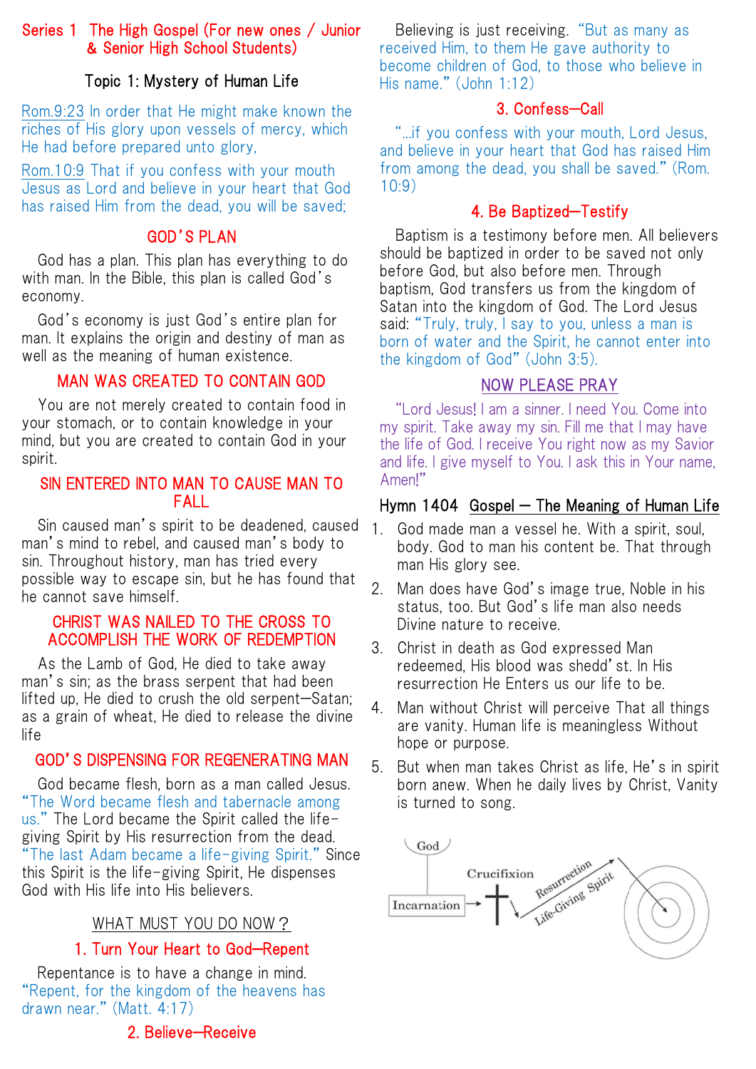## Series 1 The High Gospel (For new ones / Junior & Senior High School Students)

### Topic 1: Mystery of Human Life

Rom.9:23 In order that He might make known the riches of His glory upon vessels of mercy, which He had before prepared unto glory,

Rom.10:9 That if you confess with your mouth Jesus as Lord and believe in your heart that God has raised Him from the dead, you will be saved;

### GOD'S PLAN

God has a plan. This plan has everything to do with man. In the Bible, this plan is called God's economy.

God's economy is just God's entire plan for man. It explains the origin and destiny of man as well as the meaning of human existence.

### MAN WAS CREATED TO CONTAIN GOD

You are not merely created to contain food in your stomach, or to contain knowledge in your mind, but you are created to contain God in your spirit.

### SIN ENTERED INTO MAN TO CAUSE MAN TO FALL

Sin caused man's spirit to be deadened, caused man's mind to rebel, and caused man's body to sin. Throughout history, man has tried every possible way to escape sin, but he has found that he cannot save himself.

### CHRIST WAS NAILED TO THE CROSS TO ACCOMPLISH THE WORK OF REDEMPTION

As the Lamb of God, He died to take away man's sin; as the brass serpent that had been lifted up, He died to crush the old serpent—Satan; as a grain of wheat, He died to release the divine life

### GOD'S DISPENSING FOR REGENERATING MAN

God became flesh, born as a man called Jesus. "The Word became flesh and tabernacle among us." The Lord became the Spirit called the life-giving Spirit by His resurrection from the dead. "The last Adam became a life-giving Spirit." Since this Spirit is the life-giving Spirit, He dispenses God with His life into His believers.

### WHAT MUST YOU DO NOW？

#### 1. Turn Your Heart to God—Repent

Repentance is to have a change in mind. "Repent, for the kingdom of the heavens has drawn near." (Matt. 4:17)

#### 2. Believe—Receive

Believing is just receiving. "But as many as received Him, to them He gave authority to become children of God, to those who believe in His name." (John 1:12)

#### 3. Confess—Call

"...if you confess with your mouth, Lord Jesus, and believe in your heart that God has raised Him from among the dead, you shall be saved." (Rom. 10:9)

#### 4. Be Baptized—Testify

Baptism is a testimony before men. All believers should be baptized in order to be saved not only before God, but also before men. Through baptism, God transfers us from the kingdom of Satan into the kingdom of God. The Lord Jesus said: "Truly, truly, I say to you, unless a man is born of water and the Spirit, he cannot enter into the kingdom of God" (John 3:5).

### NOW PLEASE PRAY

"Lord Jesus! I am a sinner. I need You. Come into my spirit. Take away my sin. Fill me that I may have the life of God. I receive You right now as my Savior and life. I give myself to You. I ask this in Your name, Amen!"

### Hymn 1404 Gospel — The Meaning of Human Life

1. God made man a vessel he. With a spirit, soul, body. God to man his content be. That through man His glory see.
2. Man does have God's image true, Noble in his status, too. But God's life man also needs Divine nature to receive.
3. Christ in death as God expressed Man redeemed, His blood was shedd'st. In His resurrection He Enters us our life to be.
4. Man without Christ will perceive That all things are vanity. Human life is meaningless Without hope or purpose.
5. But when man takes Christ as life, He's in spirit born anew. When he daily lives by Christ, Vanity is turned to song.

God

Incarnation

Crucifixion

Resurrection

Life-Giving Spirit